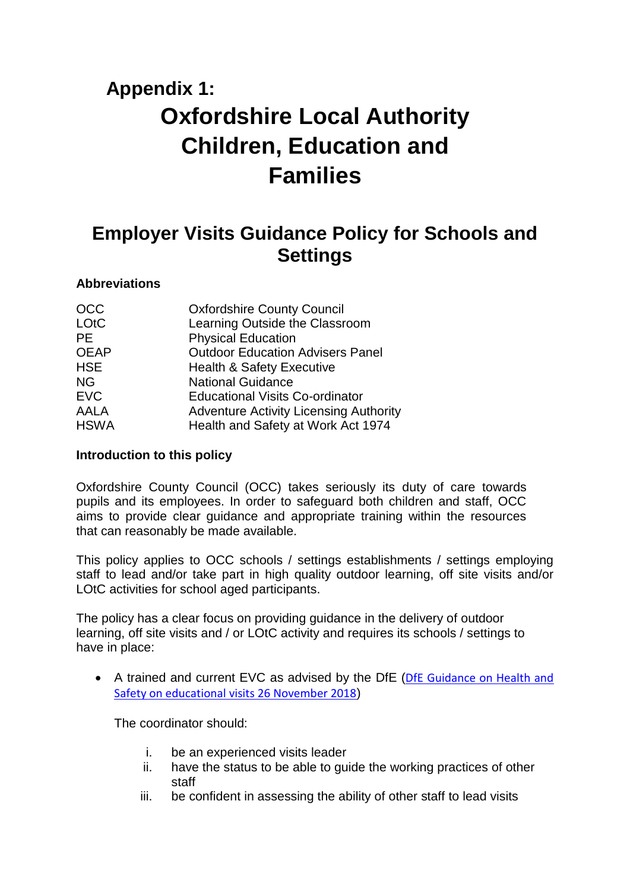## Appendix 1:

# Oxfordshire Local Authority Children, Education and Families

## Employer Visits Guidance Policy for Schools and Settings

**Abbreviations**

| | |
|---|---|
| OCC | Oxfordshire County Council |
| LOtC | Learning Outside the Classroom |
| PE | Physical Education |
| OEAP | Outdoor Education Advisers Panel |
| HSE | Health & Safety Executive |
| NG | National Guidance |
| EVC | Educational Visits Co-ordinator |
| AALA | Adventure Activity Licensing Authority |
| HSWA | Health and Safety at Work Act 1974 |

**Introduction to this policy**

Oxfordshire County Council (OCC) takes seriously its duty of care towards pupils and its employees. In order to safeguard both children and staff, OCC aims to provide clear guidance and appropriate training within the resources that can reasonably be made available.

This policy applies to OCC schools / settings establishments / settings employing staff to lead and/or take part in high quality outdoor learning, off site visits and/or LOtC activities for school aged participants.

The policy has a clear focus on providing guidance in the delivery of outdoor learning, off site visits and / or LOtC activity and requires its schools / settings to have in place:

- A trained and current EVC as advised by the DfE (DfE Guidance on Health and Safety on educational visits 26 November 2018)

  The coordinator should:

  i. be an experienced visits leader
  ii. have the status to be able to guide the working practices of other staff
  iii. be confident in assessing the ability of other staff to lead visits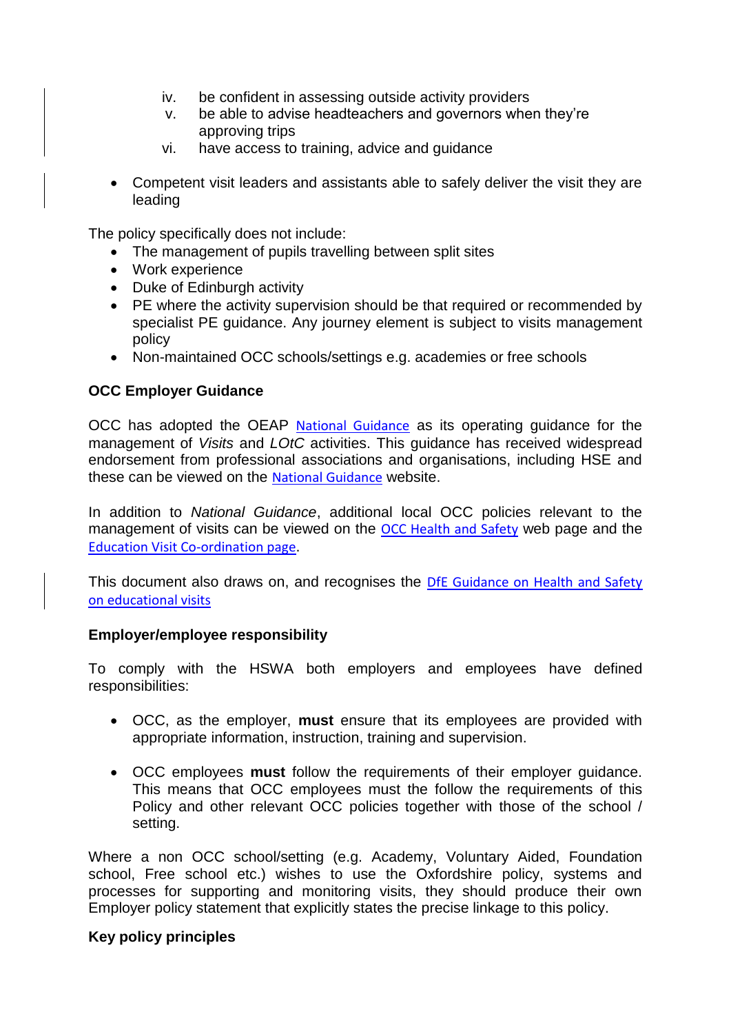iv. be confident in assessing outside activity providers
v. be able to advise headteachers and governors when they're approving trips
vi. have access to training, advice and guidance

- Competent visit leaders and assistants able to safely deliver the visit they are leading

The policy specifically does not include:

- The management of pupils travelling between split sites
- Work experience
- Duke of Edinburgh activity
- PE where the activity supervision should be that required or recommended by specialist PE guidance. Any journey element is subject to visits management policy
- Non-maintained OCC schools/settings e.g. academies or free schools

**OCC Employer Guidance**

OCC has adopted the OEAP National Guidance as its operating guidance for the management of *Visits* and *LOtC* activities. This guidance has received widespread endorsement from professional associations and organisations, including HSE and these can be viewed on the National Guidance website.

In addition to *National Guidance*, additional local OCC policies relevant to the management of visits can be viewed on the OCC Health and Safety web page and the Education Visit Co-ordination page.

This document also draws on, and recognises the DfE Guidance on Health and Safety on educational visits

**Employer/employee responsibility**

To comply with the HSWA both employers and employees have defined responsibilities:

- OCC, as the employer, **must** ensure that its employees are provided with appropriate information, instruction, training and supervision.

- OCC employees **must** follow the requirements of their employer guidance. This means that OCC employees must the follow the requirements of this Policy and other relevant OCC policies together with those of the school / setting.

Where a non OCC school/setting (e.g. Academy, Voluntary Aided, Foundation school, Free school etc.) wishes to use the Oxfordshire policy, systems and processes for supporting and monitoring visits, they should produce their own Employer policy statement that explicitly states the precise linkage to this policy.

**Key policy principles**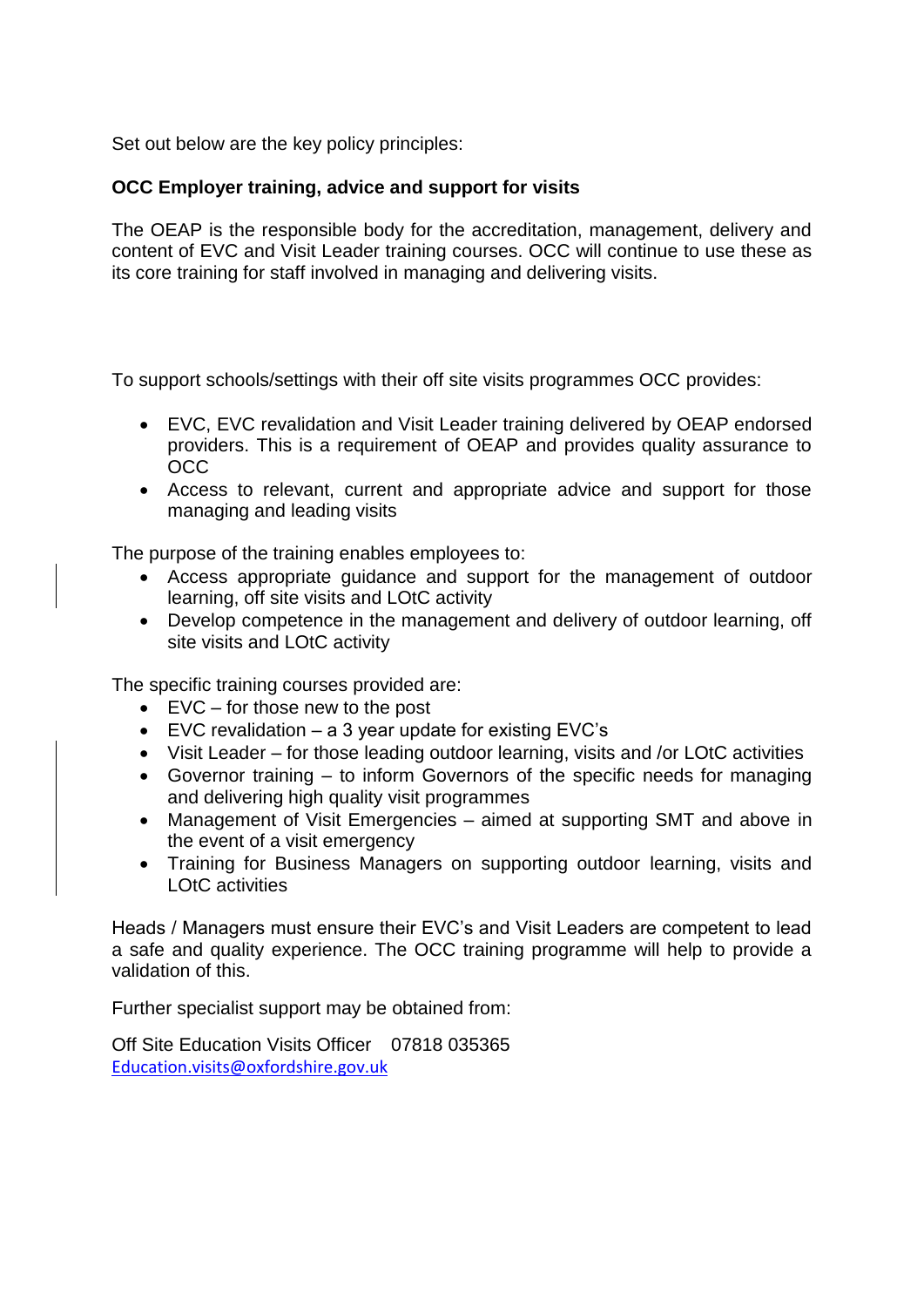Set out below are the key policy principles:

**OCC Employer training, advice and support for visits**

The OEAP is the responsible body for the accreditation, management, delivery and content of EVC and Visit Leader training courses. OCC will continue to use these as its core training for staff involved in managing and delivering visits.

To support schools/settings with their off site visits programmes OCC provides:

- EVC, EVC revalidation and Visit Leader training delivered by OEAP endorsed providers. This is a requirement of OEAP and provides quality assurance to OCC
- Access to relevant, current and appropriate advice and support for those managing and leading visits

The purpose of the training enables employees to:

- Access appropriate guidance and support for the management of outdoor learning, off site visits and LOtC activity
- Develop competence in the management and delivery of outdoor learning, off site visits and LOtC activity

The specific training courses provided are:

- EVC – for those new to the post
- EVC revalidation – a 3 year update for existing EVC's
- Visit Leader – for those leading outdoor learning, visits and /or LOtC activities
- Governor training – to inform Governors of the specific needs for managing and delivering high quality visit programmes
- Management of Visit Emergencies – aimed at supporting SMT and above in the event of a visit emergency
- Training for Business Managers on supporting outdoor learning, visits and LOtC activities

Heads / Managers must ensure their EVC's and Visit Leaders are competent to lead a safe and quality experience. The OCC training programme will help to provide a validation of this.

Further specialist support may be obtained from:

Off Site Education Visits Officer 07818 035365
Education.visits@oxfordshire.gov.uk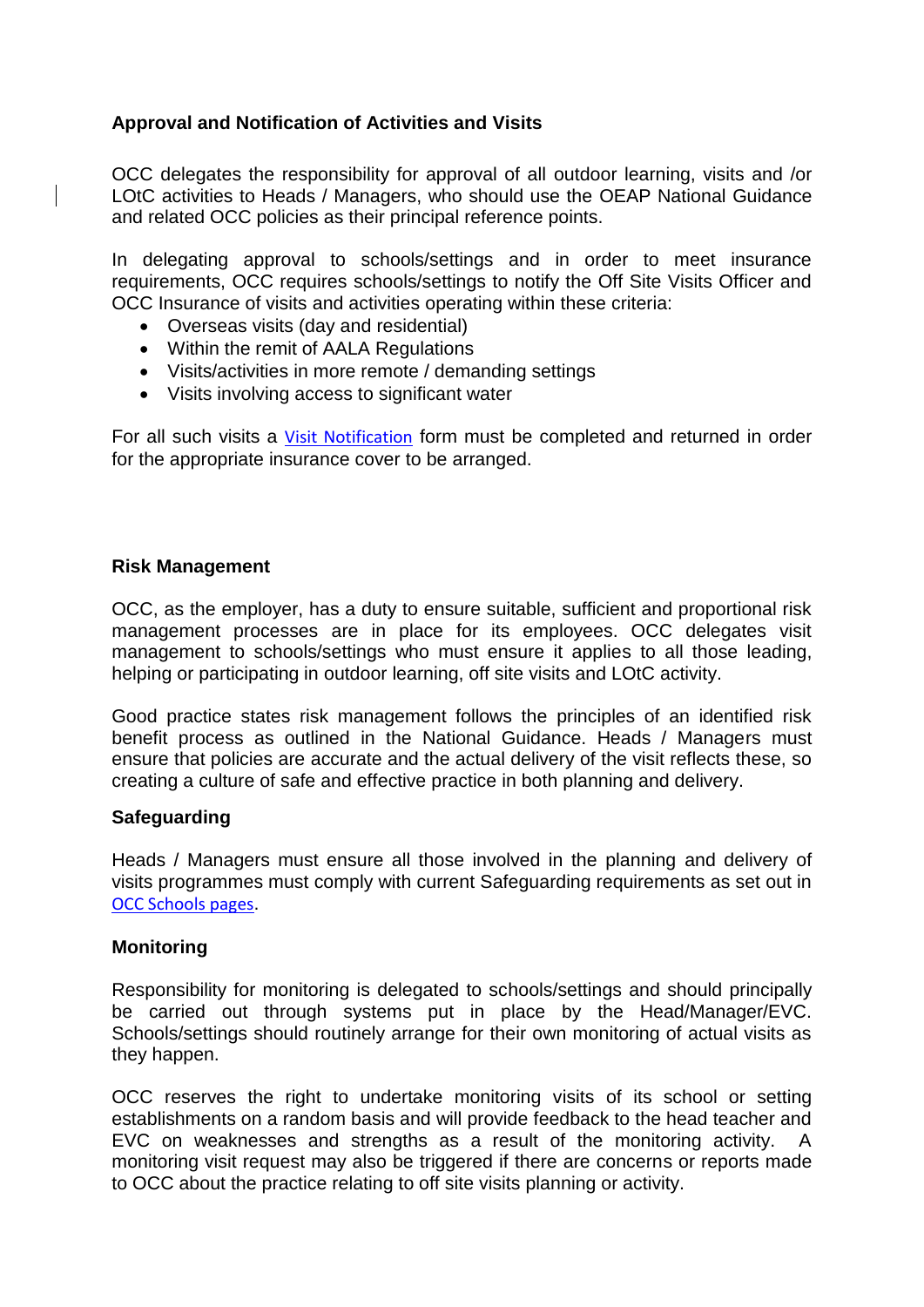## Approval and Notification of Activities and Visits

OCC delegates the responsibility for approval of all outdoor learning, visits and /or LOtC activities to Heads / Managers, who should use the OEAP National Guidance and related OCC policies as their principal reference points.

In delegating approval to schools/settings and in order to meet insurance requirements, OCC requires schools/settings to notify the Off Site Visits Officer and OCC Insurance of visits and activities operating within these criteria:

- Overseas visits (day and residential)
- Within the remit of AALA Regulations
- Visits/activities in more remote / demanding settings
- Visits involving access to significant water

For all such visits a Visit Notification form must be completed and returned in order for the appropriate insurance cover to be arranged.

## Risk Management

OCC, as the employer, has a duty to ensure suitable, sufficient and proportional risk management processes are in place for its employees. OCC delegates visit management to schools/settings who must ensure it applies to all those leading, helping or participating in outdoor learning, off site visits and LOtC activity.

Good practice states risk management follows the principles of an identified risk benefit process as outlined in the National Guidance. Heads / Managers must ensure that policies are accurate and the actual delivery of the visit reflects these, so creating a culture of safe and effective practice in both planning and delivery.

## Safeguarding

Heads / Managers must ensure all those involved in the planning and delivery of visits programmes must comply with current Safeguarding requirements as set out in OCC Schools pages.

## Monitoring

Responsibility for monitoring is delegated to schools/settings and should principally be carried out through systems put in place by the Head/Manager/EVC. Schools/settings should routinely arrange for their own monitoring of actual visits as they happen.

OCC reserves the right to undertake monitoring visits of its school or setting establishments on a random basis and will provide feedback to the head teacher and EVC on weaknesses and strengths as a result of the monitoring activity. A monitoring visit request may also be triggered if there are concerns or reports made to OCC about the practice relating to off site visits planning or activity.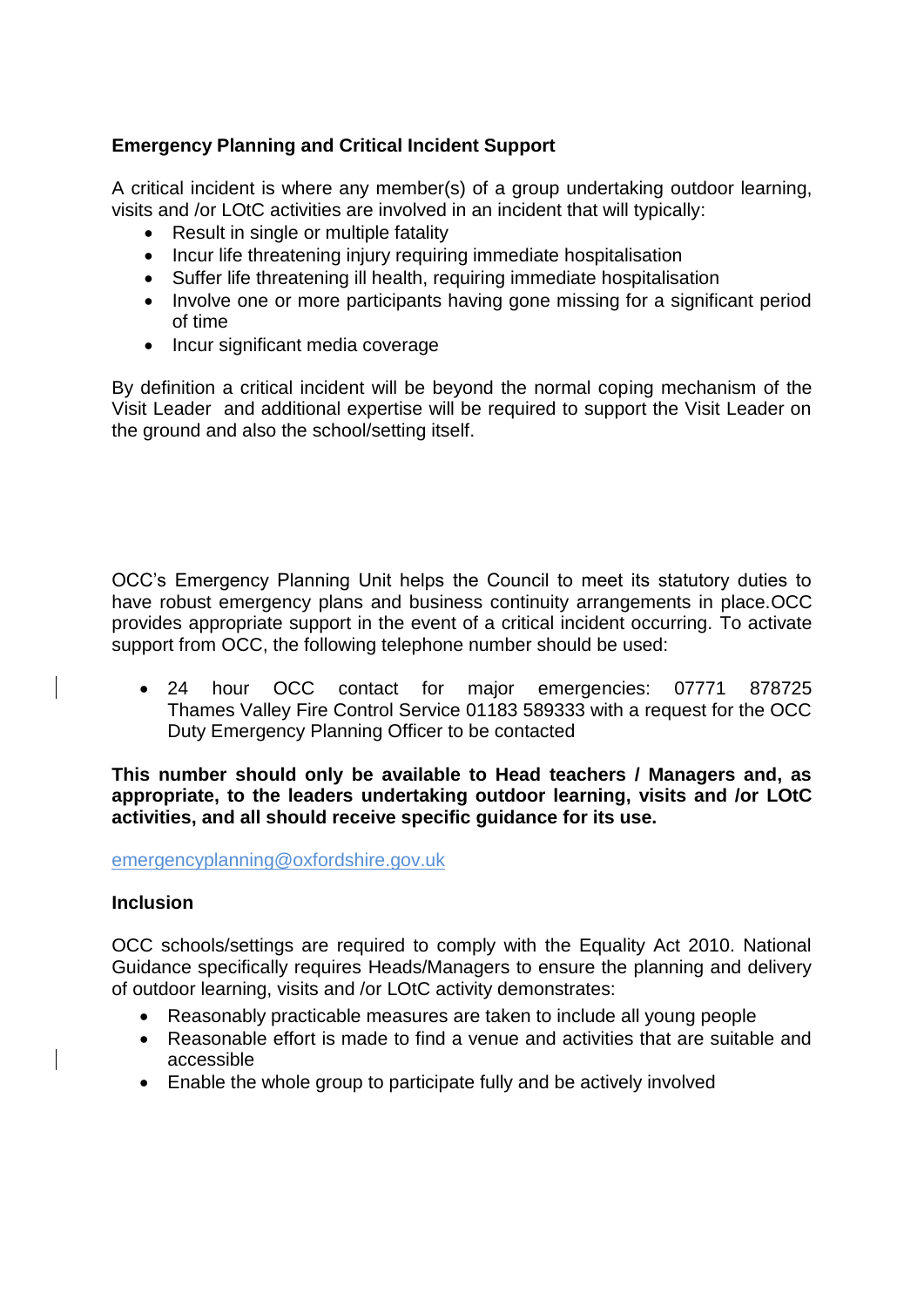**Emergency Planning and Critical Incident Support**

A critical incident is where any member(s) of a group undertaking outdoor learning, visits and /or LOtC activities are involved in an incident that will typically:

- Result in single or multiple fatality
- Incur life threatening injury requiring immediate hospitalisation
- Suffer life threatening ill health, requiring immediate hospitalisation
- Involve one or more participants having gone missing for a significant period of time
- Incur significant media coverage

By definition a critical incident will be beyond the normal coping mechanism of the Visit Leader and additional expertise will be required to support the Visit Leader on the ground and also the school/setting itself.

OCC's Emergency Planning Unit helps the Council to meet its statutory duties to have robust emergency plans and business continuity arrangements in place.OCC provides appropriate support in the event of a critical incident occurring. To activate support from OCC, the following telephone number should be used:

- 24 hour OCC contact for major emergencies: 07771 878725 Thames Valley Fire Control Service 01183 589333 with a request for the OCC Duty Emergency Planning Officer to be contacted

**This number should only be available to Head teachers / Managers and, as appropriate, to the leaders undertaking outdoor learning, visits and /or LOtC activities, and all should receive specific guidance for its use.**

emergencyplanning@oxfordshire.gov.uk

**Inclusion**

OCC schools/settings are required to comply with the Equality Act 2010. National Guidance specifically requires Heads/Managers to ensure the planning and delivery of outdoor learning, visits and /or LOtC activity demonstrates:

- Reasonably practicable measures are taken to include all young people
- Reasonable effort is made to find a venue and activities that are suitable and accessible
- Enable the whole group to participate fully and be actively involved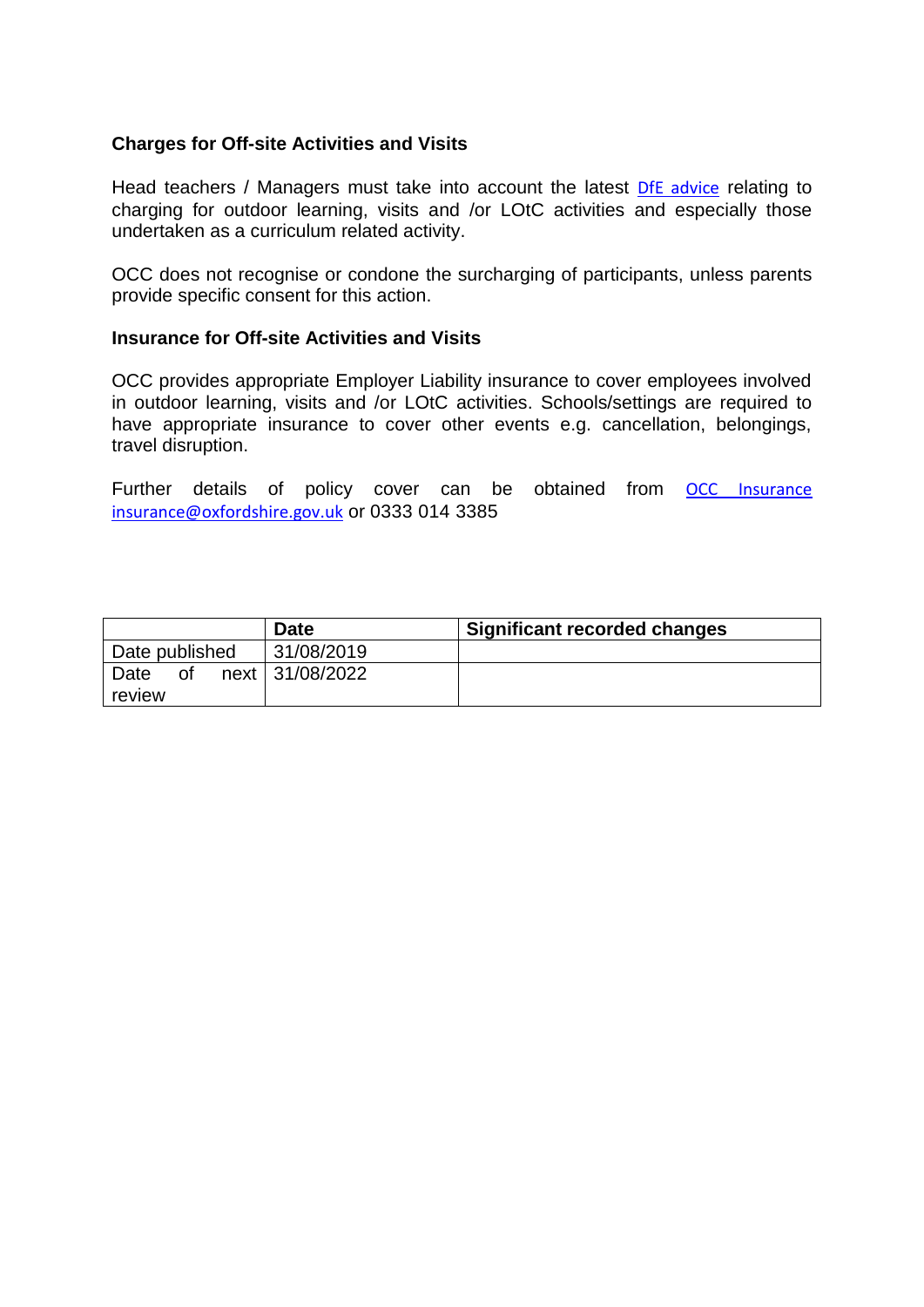**Charges for Off-site Activities and Visits**

Head teachers / Managers must take into account the latest DfE advice relating to charging for outdoor learning, visits and /or LOtC activities and especially those undertaken as a curriculum related activity.

OCC does not recognise or condone the surcharging of participants, unless parents provide specific consent for this action.

**Insurance for Off-site Activities and Visits**

OCC provides appropriate Employer Liability insurance to cover employees involved in outdoor learning, visits and /or LOtC activities. Schools/settings are required to have appropriate insurance to cover other events e.g. cancellation, belongings, travel disruption.

Further details of policy cover can be obtained from OCC Insurance insurance@oxfordshire.gov.uk or 0333 014 3385

| | **Date** | **Significant recorded changes** |
|---|---|---|
| Date published | 31/08/2019 | |
| Date of next review | 31/08/2022 | |